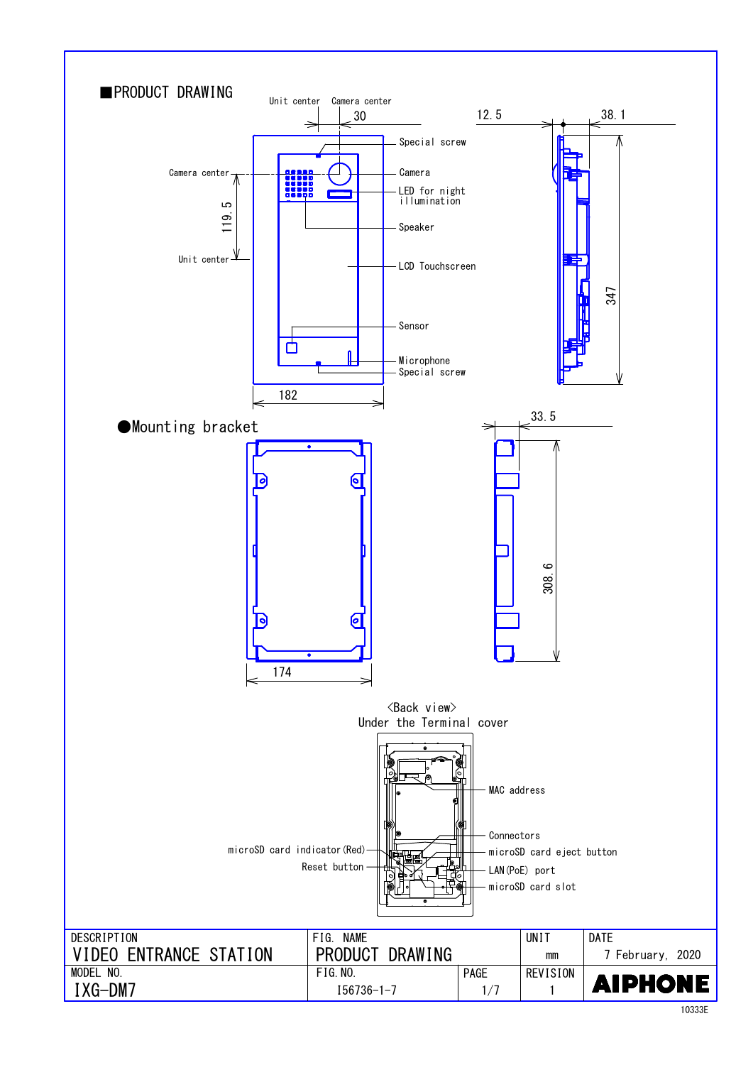## ■PRODUCT DRAWING

Unit center

Camera center

30

12.5

38.1

Special screw

Camera center

Camera

LED for night illumination

119.5

Speaker

Unit center

LCD Touchscreen

347

Sensor

Microphone

Special screw

182

## ●Mounting bracket

33.5

308.6

174

<Back view>
Under the Terminal cover

MAC address

Connectors

microSD card indicator(Red)

microSD card eject button

Reset button

LAN(PoE) port

microSD card slot

| DESCRIPTION | FIG. NAME | | UNIT | DATE |
|---|---|---|---|---|
| VIDEO ENTRANCE STATION | PRODUCT DRAWING | | mm | 7 February, 2020 |
| MODEL NO. | FIG.NO. | PAGE | REVISION | |
| IXG-DM7 | I56736-1-7 | 1/7 | 1 | AIPHONE |

10333E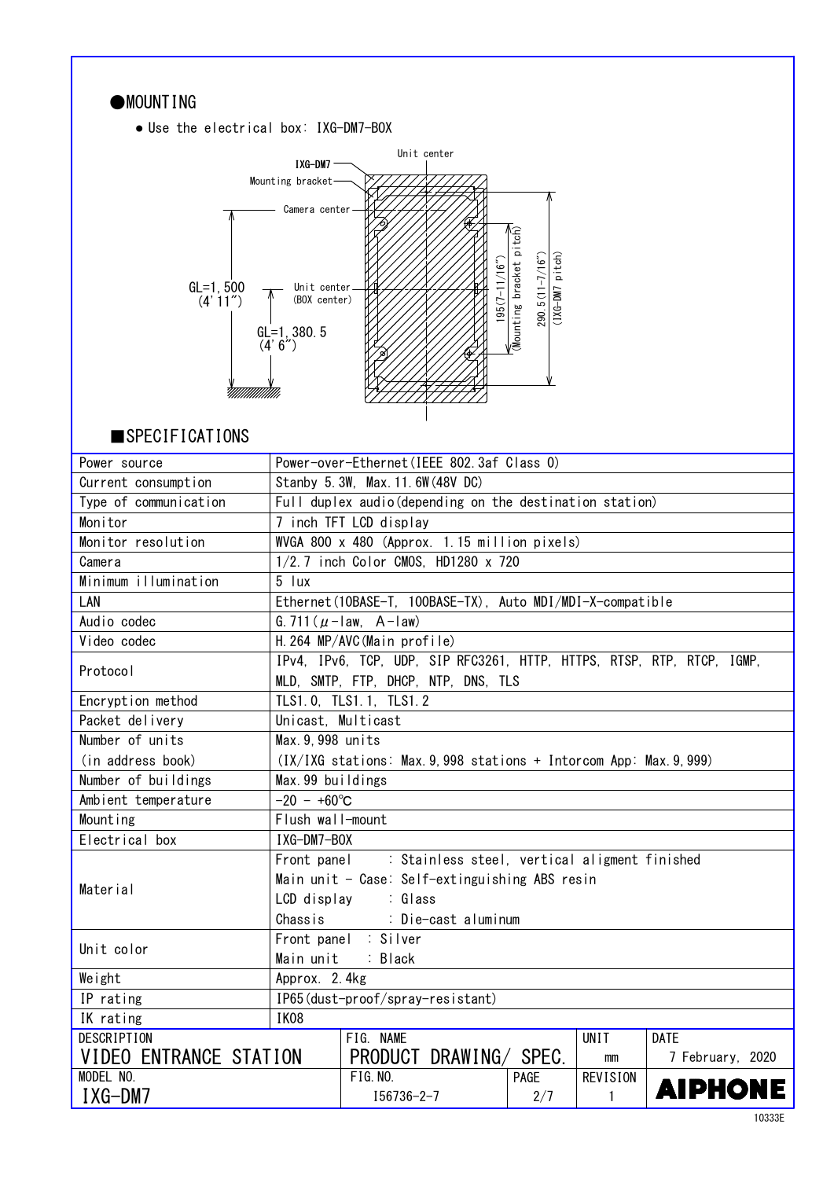## ●MOUNTING

- Use the electrical box: IXG-DM7-BOX

IXG-DM7
Mounting bracket
Camera center
Unit center
GL=1,500 (4'11")
Unit center (BOX center)
GL=1,380.5 (4'6")
195(7-11/16") (Mounting bracket pitch)
290.5(11-7/16") (IXG-DM7 pitch)

## ■SPECIFICATIONS

| | |
|---|---|
| Power source | Power-over-Ethernet(IEEE 802.3af Class 0) |
| Current consumption | Stanby 5.3W, Max.11.6W(48V DC) |
| Type of communication | Full duplex audio(depending on the destination station) |
| Monitor | 7 inch TFT LCD display |
| Monitor resolution | WVGA 800 x 480 (Approx. 1.15 million pixels) |
| Camera | 1/2.7 inch Color CMOS, HD1280 x 720 |
| Minimum illumination | 5 lux |
| LAN | Ethernet(10BASE-T, 100BASE-TX), Auto MDI/MDI-X-compatible |
| Audio codec | G.711(μ-law, A-law) |
| Video codec | H.264 MP/AVC(Main profile) |
| Protocol | IPv4, IPv6, TCP, UDP, SIP RFC3261, HTTP, HTTPS, RTSP, RTP, RTCP, IGMP, MLD, SMTP, FTP, DHCP, NTP, DNS, TLS |
| Encryption method | TLS1.0, TLS1.1, TLS1.2 |
| Packet delivery | Unicast, Multicast |
| Number of units (in address book) | Max.9,998 units (IX/IXG stations: Max.9,998 stations + Intorcom App: Max.9,999) |
| Number of buildings | Max.99 buildings |
| Ambient temperature | -20 - +60℃ |
| Mounting | Flush wall-mount |
| Electrical box | IXG-DM7-BOX |
| Material | Front panel : Stainless steel, vertical aligment finished<br>Main unit - Case: Self-extinguishing ABS resin<br>LCD display : Glass<br>Chassis : Die-cast aluminum |
| Unit color | Front panel : Silver<br>Main unit : Black |
| Weight | Approx. 2.4kg |
| IP rating | IP65(dust-proof/spray-resistant) |
| IK rating | IK08 |

| DESCRIPTION | FIG. NAME | | UNIT | DATE |
|---|---|---|---|---|
| VIDEO ENTRANCE STATION | PRODUCT DRAWING/ SPEC. | | mm | 7 February, 2020 |
| MODEL NO. | FIG.NO. | PAGE | REVISION | |
| IXG-DM7 | I56736-2-7 | 2/7 | 1 | AIPHONE |

10333E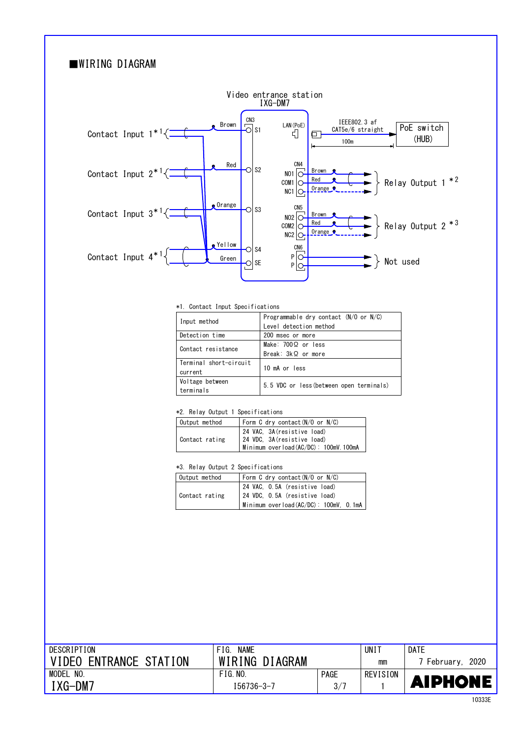## ■WIRING DIAGRAM

Video entrance station
IXG-DM7

CN3: S1 (Brown) — Contact Input 1*1; S2 (Red) — Contact Input 2*1; S3 (Orange) — Contact Input 3*1; S4 (Yellow) — Contact Input 4*1; SE (Green)

LAN(PoE) — IEEE802.3 af, CAT5e/6 straight, 100m — PoE switch (HUB)

CN4: NO1 (Brown), COM1 (Red), NC1 (Orange) — Relay Output 1 *2

CN5: NO2 (Brown), COM2 (Red), NC2 (Orange) — Relay Output 2 *3

CN6: P, P — Not used

*1. Contact Input Specifications

| | |
|---|---|
| Input method | Programmable dry contact (N/O or N/C) Level detection method |
| Detection time | 200 msec or more |
| Contact resistance | Make: 700Ω or less<br>Break: 3kΩ or more |
| Terminal short-circuit current | 10 mA or less |
| Voltage between terminals | 5.5 VDC or less(between open terminals) |

*2. Relay Output 1 Specifications

| | |
|---|---|
| Output method | Form C dry contact(N/O or N/C) |
| Contact rating | 24 VAC, 3A(resistive load)<br>24 VDC, 3A(resistive load)<br>Minimum overload(AC/DC): 100mV.100mA |

*3. Relay Output 2 Specifications

| | |
|---|---|
| Output method | Form C dry contact(N/O or N/C) |
| Contact rating | 24 VAC, 0.5A (resistive load)<br>24 VDC, 0.5A (resistive load)<br>Minimum overload(AC/DC): 100mV, 0.1mA |

| DESCRIPTION | FIG. NAME | | UNIT | DATE |
|---|---|---|---|---|
| VIDEO ENTRANCE STATION | WIRING DIAGRAM | | mm | 7 February, 2020 |
| MODEL NO. | FIG.NO. | PAGE | REVISION | |
| IXG-DM7 | I56736-3-7 | 3/7 | 1 | AIPHONE |

10333E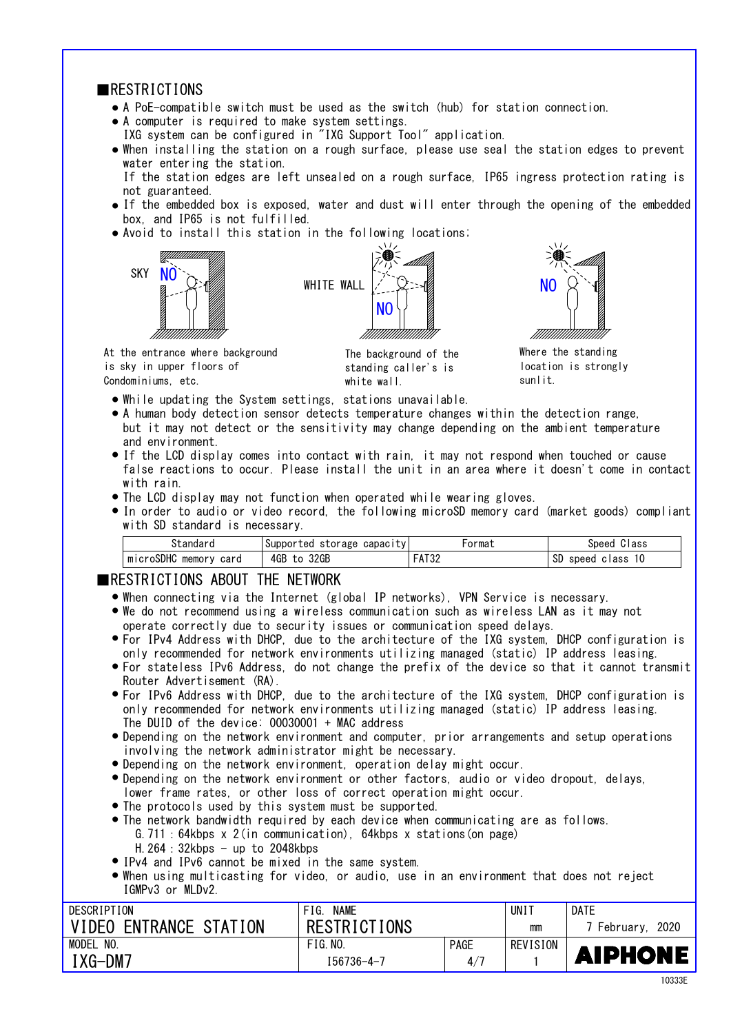## RESTRICTIONS

- A PoE-compatible switch must be used as the switch (hub) for station connection.
- A computer is required to make system settings.
  IXG system can be configured in "IXG Support Tool" application.
- When installing the station on a rough surface, please use seal the station edges to prevent water entering the station.
  If the station edges are left unsealed on a rough surface, IP65 ingress protection rating is not guaranteed.
- If the embedded box is exposed, water and dust will enter through the opening of the embedded box, and IP65 is not fulfilled.
- Avoid to install this station in the following locations;

SKY NO

At the entrance where background is sky in upper floors of Condominiums, etc.

WHITE WALL NO

The background of the standing caller's is white wall.

NO

Where the standing location is strongly sunlit.

- While updating the System settings, stations unavailable.
- A human body detection sensor detects temperature changes within the detection range, but it may not detect or the sensitivity may change depending on the ambient temperature and environment.
- If the LCD display comes into contact with rain, it may not respond when touched or cause false reactions to occur. Please install the unit in an area where it doesn't come in contact with rain.
- The LCD display may not function when operated while wearing gloves.
- In order to audio or video record, the following microSD memory card (market goods) compliant with SD standard is necessary.

| Standard | Supported storage capacity | Format | Speed Class |
|---|---|---|---|
| microSDHC memory card | 4GB to 32GB | FAT32 | SD speed class 10 |

## RESTRICTIONS ABOUT THE NETWORK

- When connecting via the Internet (global IP networks), VPN Service is necessary.
- We do not recommend using a wireless communication such as wireless LAN as it may not operate correctly due to security issues or communication speed delays.
- For IPv4 Address with DHCP, due to the architecture of the IXG system, DHCP configuration is only recommended for network environments utilizing managed (static) IP address leasing.
- For stateless IPv6 Address, do not change the prefix of the device so that it cannot transmit Router Advertisement (RA).
- For IPv6 Address with DHCP, due to the architecture of the IXG system, DHCP configuration is only recommended for network environments utilizing managed (static) IP address leasing.
  The DUID of the device: 00030001 + MAC address
- Depending on the network environment and computer, prior arrangements and setup operations involving the network administrator might be necessary.
- Depending on the network environment, operation delay might occur.
- Depending on the network environment or other factors, audio or video dropout, delays, lower frame rates, or other loss of correct operation might occur.
- The protocols used by this system must be supported.
- The network bandwidth required by each device when communicating are as follows.
  - G.711 : 64kbps x 2(in communication), 64kbps x stations(on page)
  - H.264 : 32kbps - up to 2048kbps
- IPv4 and IPv6 cannot be mixed in the same system.
- When using multicasting for video, or audio, use in an environment that does not reject IGMPv3 or MLDv2.

| DESCRIPTION | FIG. NAME | | UNIT | DATE |
|---|---|---|---|---|
| VIDEO ENTRANCE STATION | RESTRICTIONS | | mm | 7 February, 2020 |
| MODEL NO. | FIG. NO. | PAGE | REVISION | |
| IXG-DM7 | I56736-4-7 | 4/7 | 1 | AIPHONE |

10333E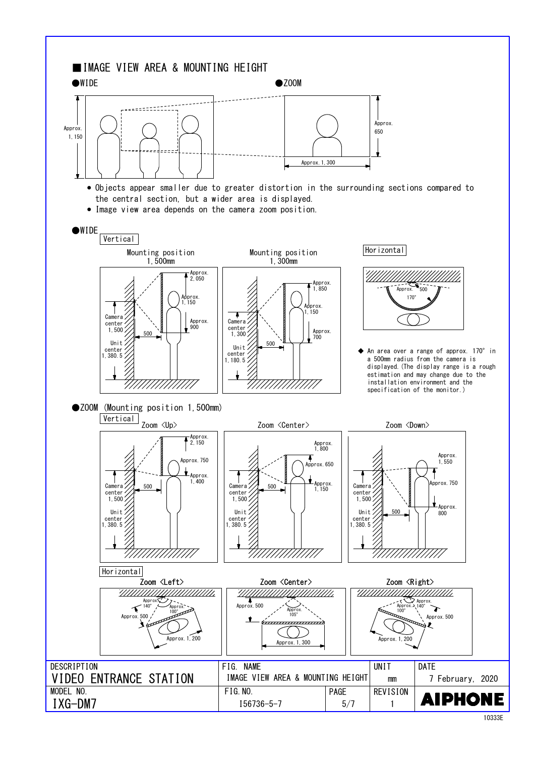## ■IMAGE VIEW AREA & MOUNTING HEIGHT

●WIDE

●ZOOM

Approx. 1,150

Approx. 650

Approx. 1,300

- Objects appear smaller due to greater distortion in the surrounding sections compared to the central section, but a wider area is displayed.
- Image view area depends on the camera zoom position.

●WIDE

Vertical

Mounting position 1,500mm

Approx. 2,050
Approx. 1,150
Approx. 900
Camera center 1,500
Unit center 1,380.5
500

Mounting position 1,300mm

Approx. 1,850
Approx. 1,150
Approx. 700
Camera center 1,300
Unit center 1,180.5
500

Horizontal

Approx. 500
170°

◆ An area over a range of approx. 170° in a 500mm radius from the camera is displayed. (The display range is a rough estimation and may change due to the installation environment and the specification of the monitor.)

●ZOOM (Mounting position 1,500mm)

Vertical

Zoom <Up>

Approx. 2,150
Approx. 750
Approx. 1,400
Camera center 1,500
Unit center 1,380.5
500

Zoom <Center>

Approx. 1,800
Approx. 650
Approx. 1,150
Camera center 1,500
Unit center 1,380.5
500

Zoom <Down>

Approx. 1,550
Approx. 750
Approx. 800
Camera center 1,500
Unit center 1,380.5
500

Horizontal

Zoom <Left>

Approx. 140°
Approx. 100°
Approx. 500
Approx. 1,200

Zoom <Center>

Approx. 500
Approx. 105°
Approx. 1,300

Zoom <Right>

Approx. 140°
Approx. 100°
Approx. 500
Approx. 1,200

| DESCRIPTION | FIG. NAME | | UNIT | DATE |
|---|---|---|---|---|
| VIDEO ENTRANCE STATION | IMAGE VIEW AREA & MOUNTING HEIGHT | | mm | 7 February, 2020 |
| MODEL NO. | FIG. NO. | PAGE | REVISION | AIPHONE |
| IXG-DM7 | I56736-5-7 | 5/7 | 1 | |

10333E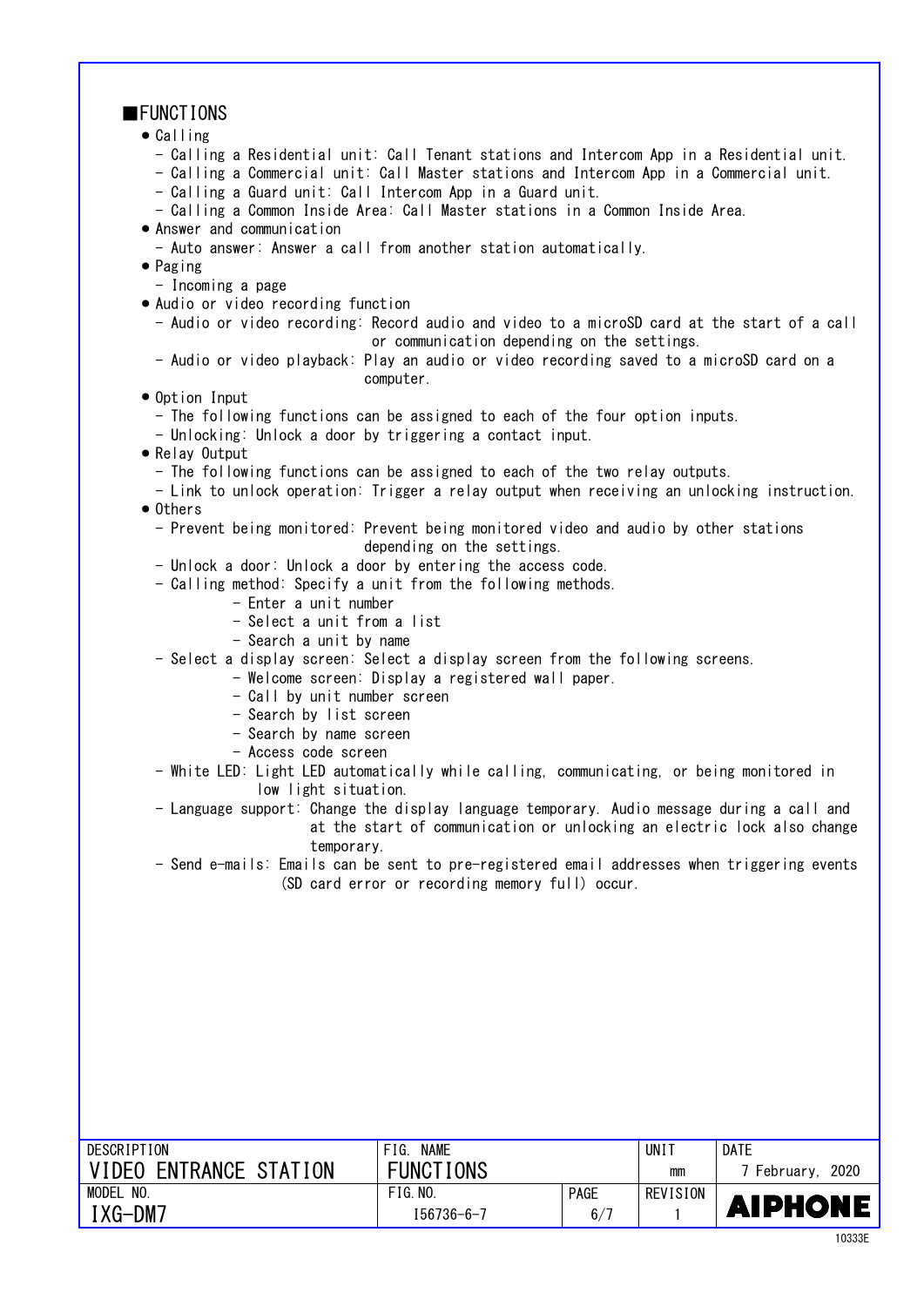## ■FUNCTIONS

- Calling
  - Calling a Residential unit: Call Tenant stations and Intercom App in a Residential unit.
  - Calling a Commercial unit: Call Master stations and Intercom App in a Commercial unit.
  - Calling a Guard unit: Call Intercom App in a Guard unit.
  - Calling a Common Inside Area: Call Master stations in a Common Inside Area.
- Answer and communication
  - Auto answer: Answer a call from another station automatically.
- Paging
  - Incoming a page
- Audio or video recording function
  - Audio or video recording: Record audio and video to a microSD card at the start of a call or communication depending on the settings.
  - Audio or video playback: Play an audio or video recording saved to a microSD card on a computer.
- Option Input
  - The following functions can be assigned to each of the four option inputs.
  - Unlocking: Unlock a door by triggering a contact input.
- Relay Output
  - The following functions can be assigned to each of the two relay outputs.
  - Link to unlock operation: Trigger a relay output when receiving an unlocking instruction.
- Others
  - Prevent being monitored: Prevent being monitored video and audio by other stations depending on the settings.
  - Unlock a door: Unlock a door by entering the access code.
  - Calling method: Specify a unit from the following methods.
    - Enter a unit number
    - Select a unit from a list
    - Search a unit by name
  - Select a display screen: Select a display screen from the following screens.
    - Welcome screen: Display a registered wall paper.
    - Call by unit number screen
    - Search by list screen
    - Search by name screen
    - Access code screen
  - White LED: Light LED automatically while calling, communicating, or being monitored in low light situation.
  - Language support: Change the display language temporary. Audio message during a call and at the start of communication or unlocking an electric lock also change temporary.
  - Send e-mails: Emails can be sent to pre-registered email addresses when triggering events (SD card error or recording memory full) occur.

| DESCRIPTION | FIG. NAME | | UNIT | DATE |
|---|---|---|---|---|
| VIDEO ENTRANCE STATION | FUNCTIONS | | mm | 7 February, 2020 |
| MODEL NO. | FIG.NO. | PAGE | REVISION | |
| IXG-DM7 | I56736-6-7 | 6/7 | 1 | AIPHONE |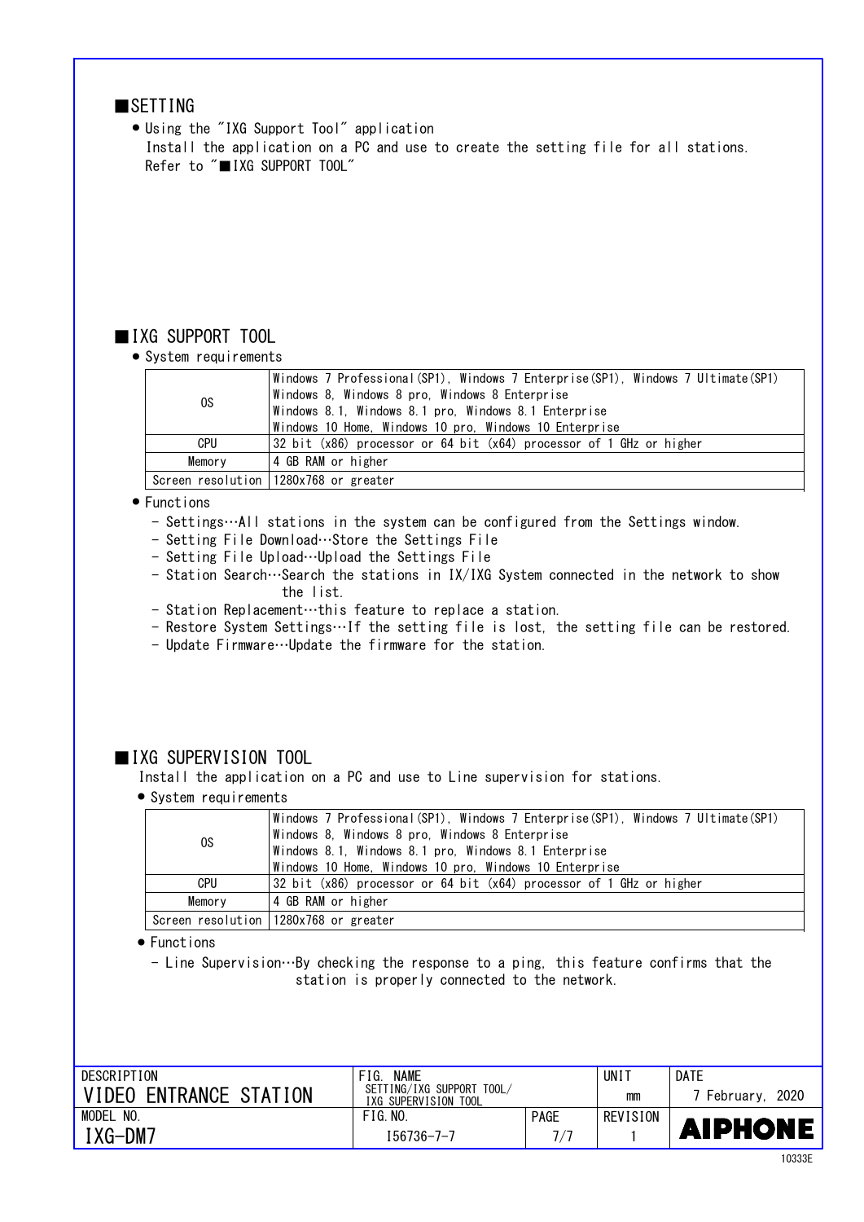## ■SETTING

- Using the "IXG Support Tool" application
  Install the application on a PC and use to create the setting file for all stations.
  Refer to "■IXG SUPPORT TOOL"

## ■IXG SUPPORT TOOL

- System requirements

| | |
|---|---|
| OS | Windows 7 Professional(SP1), Windows 7 Enterprise(SP1), Windows 7 Ultimate(SP1)<br>Windows 8, Windows 8 pro, Windows 8 Enterprise<br>Windows 8.1, Windows 8.1 pro, Windows 8.1 Enterprise<br>Windows 10 Home, Windows 10 pro, Windows 10 Enterprise |
| CPU | 32 bit (x86) processor or 64 bit (x64) processor of 1 GHz or higher |
| Memory | 4 GB RAM or higher |
| Screen resolution | 1280x768 or greater |

- Functions
  - Settings…All stations in the system can be configured from the Settings window.
  - Setting File Download…Store the Settings File
  - Setting File Upload…Upload the Settings File
  - Station Search…Search the stations in IX/IXG System connected in the network to show the list.
  - Station Replacement…this feature to replace a station.
  - Restore System Settings…If the setting file is lost, the setting file can be restored.
  - Update Firmware…Update the firmware for the station.

## ■IXG SUPERVISION TOOL

Install the application on a PC and use to Line supervision for stations.

- System requirements

| | |
|---|---|
| OS | Windows 7 Professional(SP1), Windows 7 Enterprise(SP1), Windows 7 Ultimate(SP1)<br>Windows 8, Windows 8 pro, Windows 8 Enterprise<br>Windows 8.1, Windows 8.1 pro, Windows 8.1 Enterprise<br>Windows 10 Home, Windows 10 pro, Windows 10 Enterprise |
| CPU | 32 bit (x86) processor or 64 bit (x64) processor of 1 GHz or higher |
| Memory | 4 GB RAM or higher |
| Screen resolution | 1280x768 or greater |

- Functions
  - Line Supervision…By checking the response to a ping, this feature confirms that the station is properly connected to the network.

| DESCRIPTION | FIG. NAME | | UNIT | DATE |
|---|---|---|---|---|
| VIDEO ENTRANCE STATION | SETTING/IXG SUPPORT TOOL/ IXG SUPERVISION TOOL | | mm | 7 February, 2020 |
| MODEL NO. | FIG.NO. | PAGE | REVISION | |
| IXG-DM7 | I56736-7-7 | 7/7 | 1 | AIPHONE |

10333E